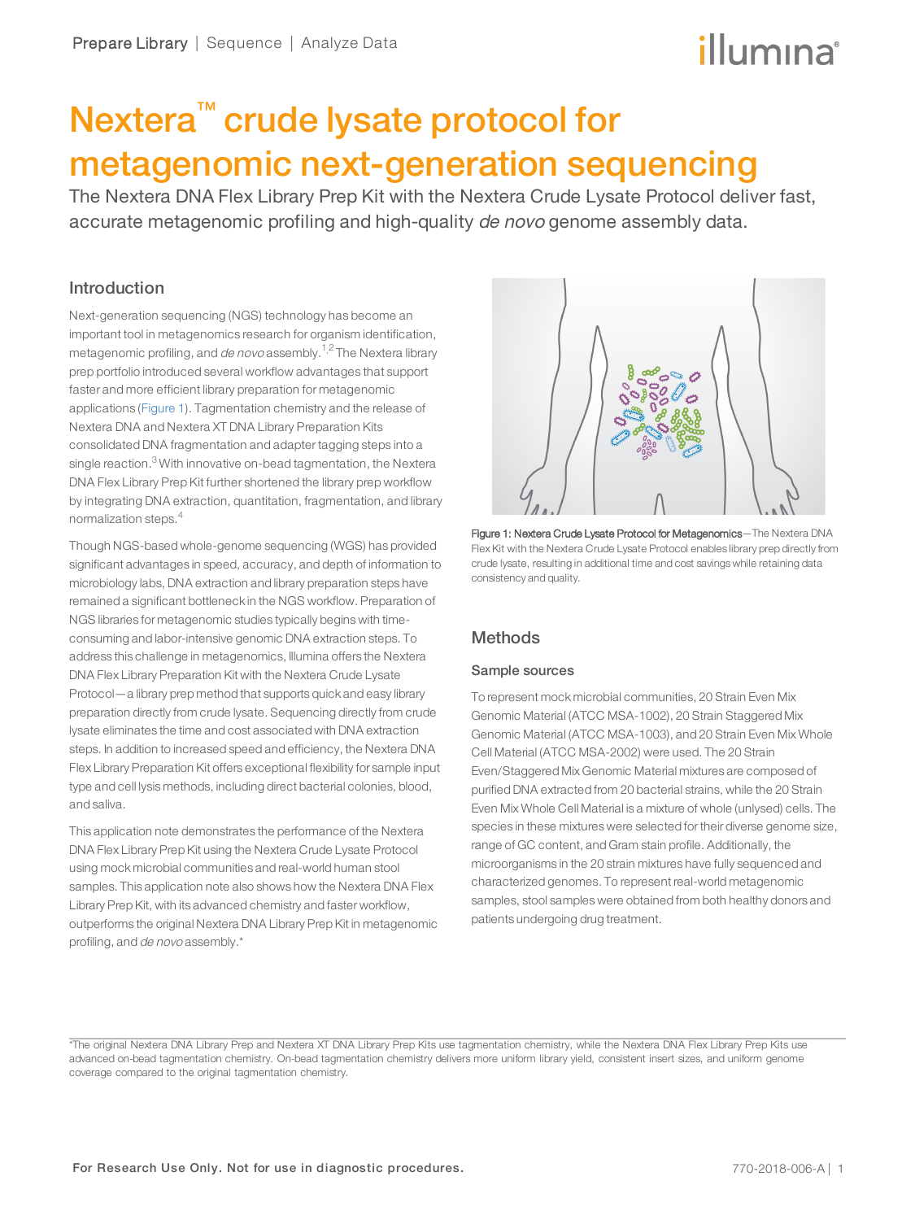# Nextera™ crude lysate protocol for metagenomic next-generation sequencing

The Nextera DNA Flex Library Prep Kit with the Nextera Crude Lysate Protocol deliver fast, accurate metagenomic profiling and high-quality *de novo* genome assembly data.

## Introduction

Next-generation sequencing (NGS) technology has become an important tool in metagenomics research for organism identification, metagenomic profiling, and *de novo* assembly.[1,2] The Nextera library prep portfolio introduced several workflow advantages that support faster and more efficient library preparation for metagenomic applications (Figure 1). Tagmentation chemistry and the release of Nextera DNA and Nextera XT DNA Library Preparation Kits consolidated DNA fragmentation and adapter tagging steps into a single reaction.[3] With innovative on-bead tagmentation, the Nextera DNA Flex Library Prep Kit further shortened the library prep workflow by integrating DNA extraction, quantitation, fragmentation, and library normalization steps.[4]

Though NGS-based whole-genome sequencing (WGS) has provided significant advantages in speed, accuracy, and depth of information to microbiology labs, DNA extraction and library preparation steps have remained a significant bottleneck in the NGS workflow. Preparation of NGS libraries for metagenomic studies typically begins with time-consuming and labor-intensive genomic DNA extraction steps. To address this challenge in metagenomics, Illumina offers the Nextera DNA Flex Library Preparation Kit with the Nextera Crude Lysate Protocol—a library prep method that supports quick and easy library preparation directly from crude lysate. Sequencing directly from crude lysate eliminates the time and cost associated with DNA extraction steps. In addition to increased speed and efficiency, the Nextera DNA Flex Library Preparation Kit offers exceptional flexibility for sample input type and cell lysis methods, including direct bacterial colonies, blood, and saliva.

This application note demonstrates the performance of the Nextera DNA Flex Library Prep Kit using the Nextera Crude Lysate Protocol using mock microbial communities and real-world human stool samples. This application note also shows how the Nextera DNA Flex Library Prep Kit, with its advanced chemistry and faster workflow, outperforms the original Nextera DNA Library Prep Kit in metagenomic profiling, and *de novo* assembly.*

**Figure 1: Nextera Crude Lysate Protocol for Metagenomics**—The Nextera DNA Flex Kit with the Nextera Crude Lysate Protocol enables library prep directly from crude lysate, resulting in additional time and cost savings while retaining data consistency and quality.

## Methods

### Sample sources

To represent mock microbial communities, 20 Strain Even Mix Genomic Material (ATCC MSA-1002), 20 Strain Staggered Mix Genomic Material (ATCC MSA-1003), and 20 Strain Even Mix Whole Cell Material (ATCC MSA-2002) were used. The 20 Strain Even/Staggered Mix Genomic Material mixtures are composed of purified DNA extracted from 20 bacterial strains, while the 20 Strain Even Mix Whole Cell Material is a mixture of whole (unlysed) cells. The species in these mixtures were selected for their diverse genome size, range of GC content, and Gram stain profile. Additionally, the microorganisms in the 20 strain mixtures have fully sequenced and characterized genomes. To represent real-world metagenomic samples, stool samples were obtained from both healthy donors and patients undergoing drug treatment.

*The original Nextera DNA Library Prep and Nextera XT DNA Library Prep Kits use tagmentation chemistry, while the Nextera DNA Flex Library Prep Kits use advanced on-bead tagmentation chemistry. On-bead tagmentation chemistry delivers more uniform library yield, consistent insert sizes, and uniform genome coverage compared to the original tagmentation chemistry.

For Research Use Only. Not for use in diagnostic procedures.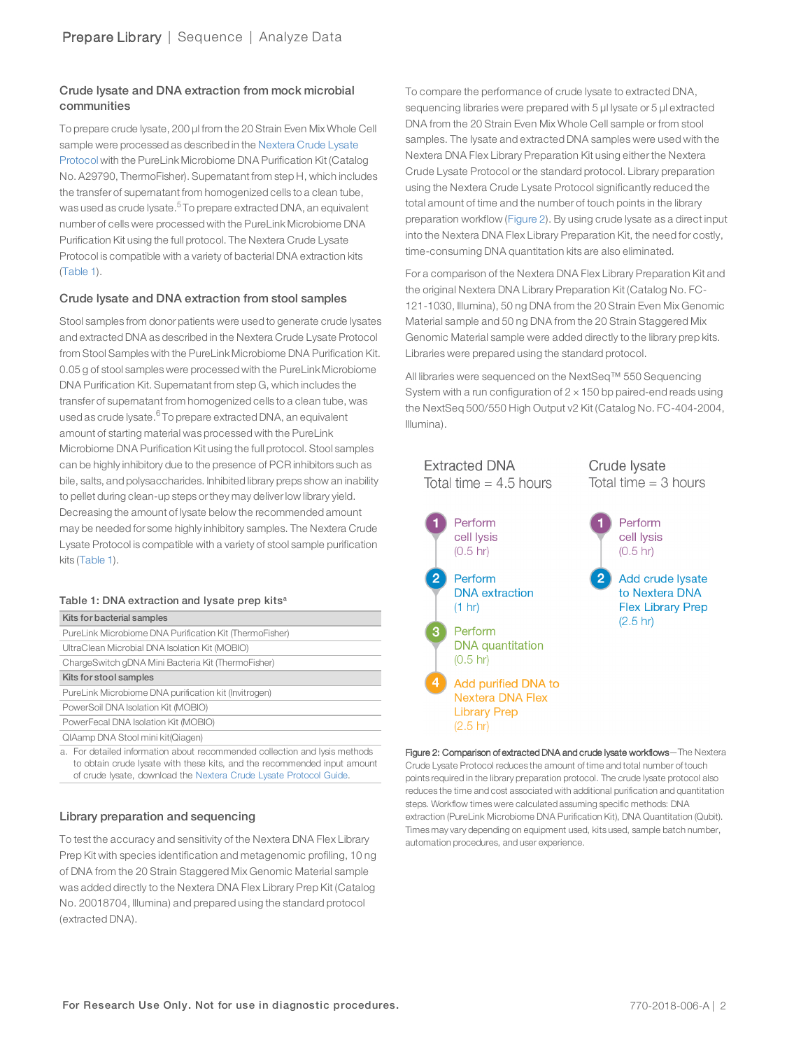### Crude lysate and DNA extraction from mock microbial communities

To prepare crude lysate, 200 µl from the 20 Strain Even Mix Whole Cell sample were processed as described in the Nextera Crude Lysate Protocol with the PureLink Microbiome DNA Purification Kit (Catalog No. A29790, ThermoFisher). Supernatant from step H, which includes the transfer of supernatant from homogenized cells to a clean tube, was used as crude lysate.[5] To prepare extracted DNA, an equivalent number of cells were processed with the PureLink Microbiome DNA Purification Kit using the full protocol. The Nextera Crude Lysate Protocol is compatible with a variety of bacterial DNA extraction kits (Table 1).

### Crude lysate and DNA extraction from stool samples

Stool samples from donor patients were used to generate crude lysates and extracted DNA as described in the Nextera Crude Lysate Protocol from Stool Samples with the PureLink Microbiome DNA Purification Kit. 0.05 g of stool samples were processed with the PureLink Microbiome DNA Purification Kit. Supernatant from step G, which includes the transfer of supernatant from homogenized cells to a clean tube, was used as crude lysate.[6] To prepare extracted DNA, an equivalent amount of starting material was processed with the PureLink Microbiome DNA Purification Kit using the full protocol. Stool samples can be highly inhibitory due to the presence of PCR inhibitors such as bile, salts, and polysaccharides. Inhibited library preps show an inability to pellet during clean-up steps or they may deliver low library yield. Decreasing the amount of lysate below the recommended amount may be needed for some highly inhibitory samples. The Nextera Crude Lysate Protocol is compatible with a variety of stool sample purification kits (Table 1).

**Table 1: DNA extraction and lysate prep kits[a]**

| Kits for bacterial samples |
|---|
| PureLink Microbiome DNA Purification Kit (ThermoFisher) |
| UltraClean Microbial DNA Isolation Kit (MOBIO) |
| ChargeSwitch gDNA Mini Bacteria Kit (ThermoFisher) |
| **Kits for stool samples** |
| PureLink Microbiome DNA purification kit (Invitrogen) |
| PowerSoil DNA Isolation Kit (MOBIO) |
| PowerFecal DNA Isolation Kit (MOBIO) |
| QIAamp DNA Stool mini kit(Qiagen) |

a. For detailed information about recommended collection and lysis methods to obtain crude lysate with these kits, and the recommended input amount of crude lysate, download the Nextera Crude Lysate Protocol Guide.

### Library preparation and sequencing

To test the accuracy and sensitivity of the Nextera DNA Flex Library Prep Kit with species identification and metagenomic profiling, 10 ng of DNA from the 20 Strain Staggered Mix Genomic Material sample was added directly to the Nextera DNA Flex Library Prep Kit (Catalog No. 20018704, Illumina) and prepared using the standard protocol (extracted DNA).

To compare the performance of crude lysate to extracted DNA, sequencing libraries were prepared with 5 µl lysate or 5 µl extracted DNA from the 20 Strain Even Mix Whole Cell sample or from stool samples. The lysate and extracted DNA samples were used with the Nextera DNA Flex Library Preparation Kit using either the Nextera Crude Lysate Protocol or the standard protocol. Library preparation using the Nextera Crude Lysate Protocol significantly reduced the total amount of time and the number of touch points in the library preparation workflow (Figure 2). By using crude lysate as a direct input into the Nextera DNA Flex Library Preparation Kit, the need for costly, time-consuming DNA quantitation kits are also eliminated.

For a comparison of the Nextera DNA Flex Library Preparation Kit and the original Nextera DNA Library Preparation Kit (Catalog No. FC-121-1030, Illumina), 50 ng DNA from the 20 Strain Even Mix Genomic Material sample and 50 ng DNA from the 20 Strain Staggered Mix Genomic Material sample were added directly to the library prep kits. Libraries were prepared using the standard protocol.

All libraries were sequenced on the NextSeq™ 550 Sequencing System with a run configuration of 2 × 150 bp paired-end reads using the NextSeq 500/550 High Output v2 Kit (Catalog No. FC-404-2004, Illumina).

**Extracted DNA**
Total time = 4.5 hours

1. Perform cell lysis (0.5 hr)
2. Perform DNA extraction (1 hr)
3. Perform DNA quantitation (0.5 hr)
4. Add purified DNA to Nextera DNA Flex Library Prep (2.5 hr)

**Crude lysate**
Total time = 3 hours

1. Perform cell lysis (0.5 hr)
2. Add crude lysate to Nextera DNA Flex Library Prep (2.5 hr)

**Figure 2: Comparison of extracted DNA and crude lysate workflows**—The Nextera Crude Lysate Protocol reduces the amount of time and total number of touch points required in the library preparation protocol. The crude lysate protocol also reduces the time and cost associated with additional purification and quantitation steps. Workflow times were calculated assuming specific methods: DNA extraction (PureLink Microbiome DNA Purification Kit), DNA Quantitation (Qubit). Times may vary depending on equipment used, kits used, sample batch number, automation procedures, and user experience.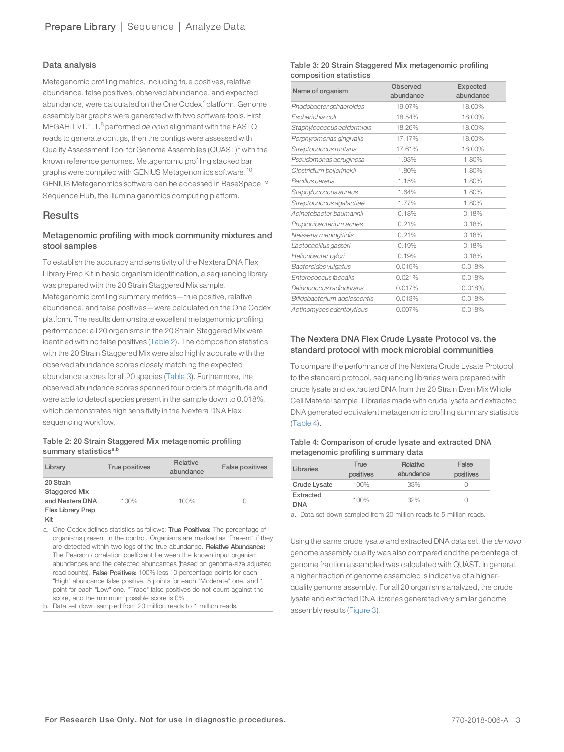### Data analysis

Metagenomic profiling metrics, including true positives, relative abundance, false positives, observed abundance, and expected abundance, were calculated on the One Codex[7] platform. Genome assembly bar graphs were generated with two software tools. First MEGAHIT v1.1.1.[8] performed *de novo* alignment with the FASTQ reads to generate contigs, then the contigs were assessed with Quality Assessment Tool for Genome Assemblies (QUAST)[9] with the known reference genomes. Metagenomic profiling stacked bar graphs were compiled with GENIUS Metagenomics software.[10] GENIUS Metagenomics software can be accessed in BaseSpace™ Sequence Hub, the Illumina genomics computing platform.

## Results

### Metagenomic profiling with mock community mixtures and stool samples

To establish the accuracy and sensitivity of the Nextera DNA Flex Library Prep Kit in basic organism identification, a sequencing library was prepared with the 20 Strain Staggered Mix sample. Metagenomic profiling summary metrics—true positive, relative abundance, and false positives—were calculated on the One Codex platform. The results demonstrate excellent metagenomic profiling performance: all 20 organisms in the 20 Strain Staggered Mix were identified with no false positives (Table 2). The composition statistics with the 20 Strain Staggered Mix were also highly accurate with the observed abundance scores closely matching the expected abundance scores for all 20 species (Table 3). Furthermore, the observed abundance scores spanned four orders of magnitude and were able to detect species present in the sample down to 0.018%, which demonstrates high sensitivity in the Nextera DNA Flex sequencing workflow.

**Table 2: 20 Strain Staggered Mix metagenomic profiling summary statistics[a,b]**

| Library | True positives | Relative abundance | False positives |
|---|---|---|---|
| 20 Strain Staggered Mix and Nextera DNA Flex Library Prep Kit | 100% | 100% | 0 |

a. One Codex defines statistics as follows: **True Positives:** The percentage of organisms present in the control. Organisms are marked as "Present" if they are detected within two logs of the true abundance. **Relative Abundance:** The Pearson correlation coefficient between the known input organism abundances and the detected abundances (based on genome-size adjusted read counts). **False Positives:** 100% less 10 percentage points for each "High" abundance false positive, 5 points for each "Moderate" one, and 1 point for each "Low" one. "Trace" false positives do not count against the score, and the minimum possible score is 0%.
b. Data set down sampled from 20 million reads to 1 million reads.

**Table 3: 20 Strain Staggered Mix metagenomic profiling composition statistics**

| Name of organism | Observed abundance | Expected abundance |
|---|---|---|
| *Rhodobacter sphaeroides* | 19.07% | 18.00% |
| *Escherichia coli* | 18.54% | 18.00% |
| *Staphylococcus epidermidis* | 18.26% | 18.00% |
| *Porphyromonas gingivalis* | 17.17% | 18.00% |
| *Streptococcus mutans* | 17.61% | 18.00% |
| *Pseudomonas aeruginosa* | 1.93% | 1.80% |
| *Clostridium beijerinckii* | 1.80% | 1.80% |
| *Bacillus cereus* | 1.15% | 1.80% |
| *Staphylococcus aureus* | 1.64% | 1.80% |
| *Streptococcus agalactiae* | 1.77% | 1.80% |
| *Acinetobacter baumannii* | 0.18% | 0.18% |
| *Propionibacterium acnes* | 0.21% | 0.18% |
| *Neisseria meningitidis* | 0.21% | 0.18% |
| *Lactobacillus gasseri* | 0.19% | 0.18% |
| *Helicobacter pylori* | 0.19% | 0.18% |
| *Bacteroides vulgatus* | 0.015% | 0.018% |
| *Enterococcus faecalis* | 0.021% | 0.018% |
| *Deinococcus radiodurans* | 0.017% | 0.018% |
| *Bifidobacterium adolescentis* | 0.013% | 0.018% |
| *Actinomyces odontolyticus* | 0.007% | 0.018% |

### The Nextera DNA Flex Crude Lysate Protocol vs. the standard protocol with mock microbial communities

To compare the performance of the Nextera Crude Lysate Protocol to the standard protocol, sequencing libraries were prepared with crude lysate and extracted DNA from the 20 Strain Even Mix Whole Cell Material sample. Libraries made with crude lysate and extracted DNA generated equivalent metagenomic profiling summary statistics (Table 4).

**Table 4: Comparison of crude lysate and extracted DNA metagenomic profiling summary data**

| Libraries | True positives | Relative abundance | False positives |
|---|---|---|---|
| Crude Lysate | 100% | 33% | 0 |
| Extracted DNA | 100% | 32% | 0 |

a. Data set down sampled from 20 million reads to 5 million reads.

Using the same crude lysate and extracted DNA data set, the *de novo* genome assembly quality was also compared and the percentage of genome fraction assembled was calculated with QUAST. In general, a higher fraction of genome assembled is indicative of a higher-quality genome assembly. For all 20 organisms analyzed, the crude lysate and extracted DNA libraries generated very similar genome assembly results (Figure 3).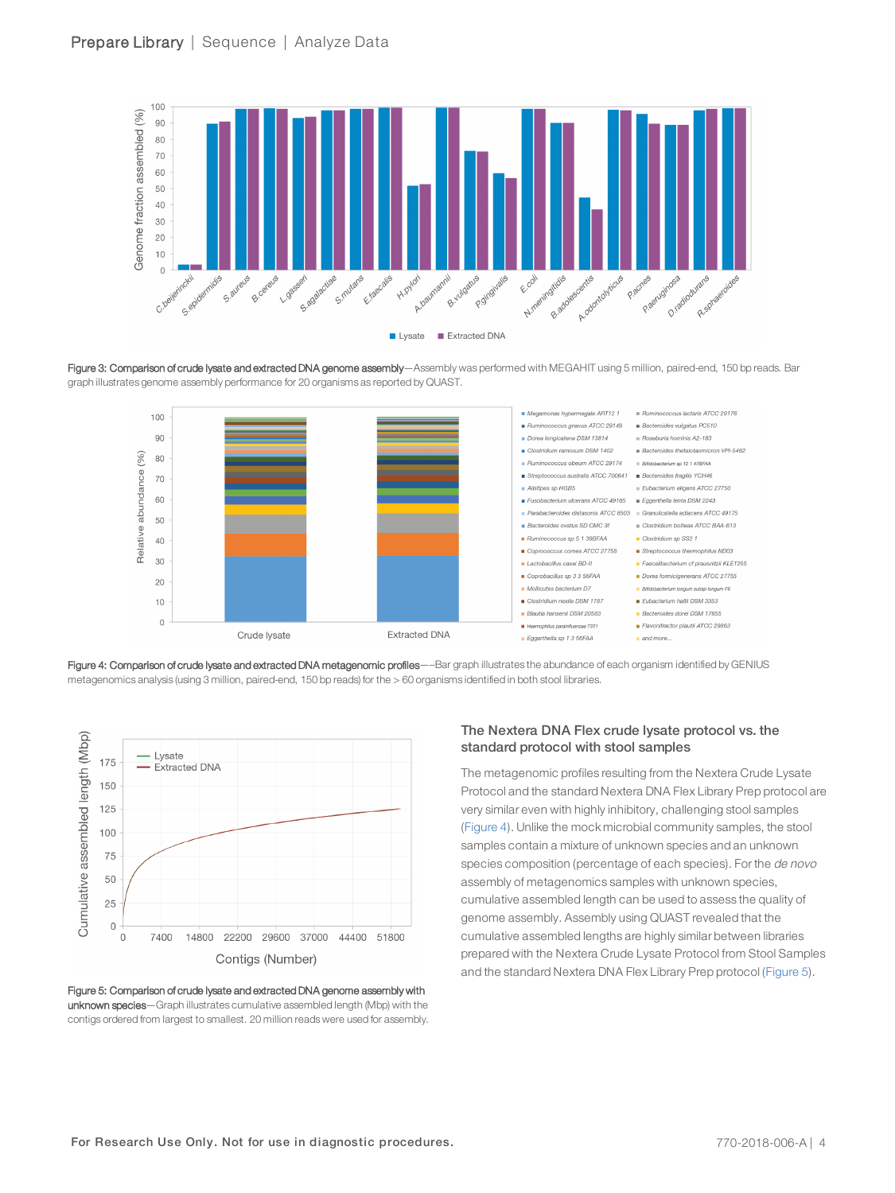Figure 3: Comparison of crude lysate and extracted DNA genome assembly—Assembly was performed with MEGAHIT using 5 million, paired-end, 150 bp reads. Bar graph illustrates genome assembly performance for 20 organisms as reported by QUAST.

Figure 4: Comparison of crude lysate and extracted DNA metagenomic profiles—Bar graph illustrates the abundance of each organism identified by GENIUS metagenomics analysis (using 3 million, paired-end, 150 bp reads) for the > 60 organisms identified in both stool libraries.

Figure 5: Comparison of crude lysate and extracted DNA genome assembly with unknown species—Graph illustrates cumulative assembled length (Mbp) with the contigs ordered from largest to smallest. 20 million reads were used for assembly.

### The Nextera DNA Flex crude lysate protocol vs. the standard protocol with stool samples

The metagenomic profiles resulting from the Nextera Crude Lysate Protocol and the standard Nextera DNA Flex Library Prep protocol are very similar even with highly inhibitory, challenging stool samples (Figure 4). Unlike the mock microbial community samples, the stool samples contain a mixture of unknown species and an unknown species composition (percentage of each species). For the *de novo* assembly of metagenomics samples with unknown species, cumulative assembled length can be used to assess the quality of genome assembly. Assembly using QUAST revealed that the cumulative assembled lengths are highly similar between libraries prepared with the Nextera Crude Lysate Protocol from Stool Samples and the standard Nextera DNA Flex Library Prep protocol (Figure 5).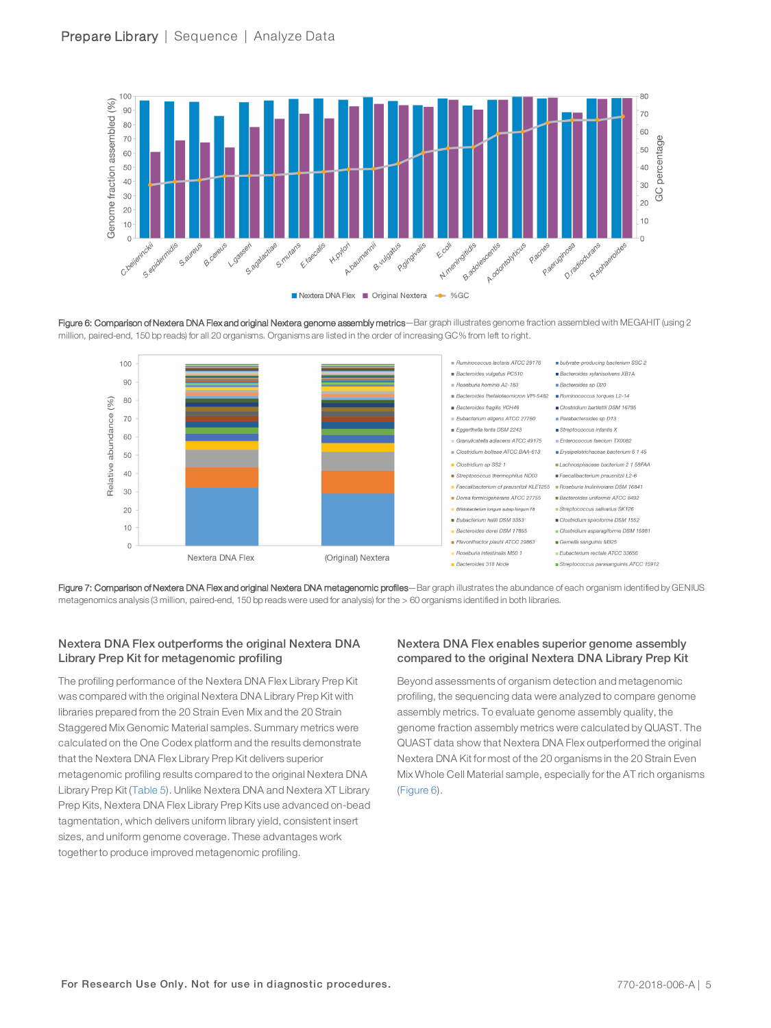**Figure 6: Comparison of Nextera DNA Flex and original Nextera genome assembly metrics**—Bar graph illustrates genome fraction assembled with MEGAHIT (using 2 million, paired-end, 150 bp reads) for all 20 organisms. Organisms are listed in the order of increasing GC% from left to right.

**Figure 7: Comparison of Nextera DNA Flex and original Nextera DNA metagenomic profiles**—Bar graph illustrates the abundance of each organism identified by GENIUS metagenomics analysis (3 million, paired-end, 150 bp reads were used for analysis) for the > 60 organisms identified in both libraries.

### Nextera DNA Flex outperforms the original Nextera DNA Library Prep Kit for metagenomic profiling

The profiling performance of the Nextera DNA Flex Library Prep Kit was compared with the original Nextera DNA Library Prep Kit with libraries prepared from the 20 Strain Even Mix and the 20 Strain Staggered Mix Genomic Material samples. Summary metrics were calculated on the One Codex platform and the results demonstrate that the Nextera DNA Flex Library Prep Kit delivers superior metagenomic profiling results compared to the original Nextera DNA Library Prep Kit (Table 5). Unlike Nextera DNA and Nextera XT Library Prep Kits, Nextera DNA Flex Library Prep Kits use advanced on-bead tagmentation, which delivers uniform library yield, consistent insert sizes, and uniform genome coverage. These advantages work together to produce improved metagenomic profiling.

### Nextera DNA Flex enables superior genome assembly compared to the original Nextera DNA Library Prep Kit

Beyond assessments of organism detection and metagenomic profiling, the sequencing data were analyzed to compare genome assembly metrics. To evaluate genome assembly quality, the genome fraction assembly metrics were calculated by QUAST. The QUAST data show that Nextera DNA Flex outperformed the original Nextera DNA Kit for most of the 20 organisms in the 20 Strain Even Mix Whole Cell Material sample, especially for the AT rich organisms (Figure 6).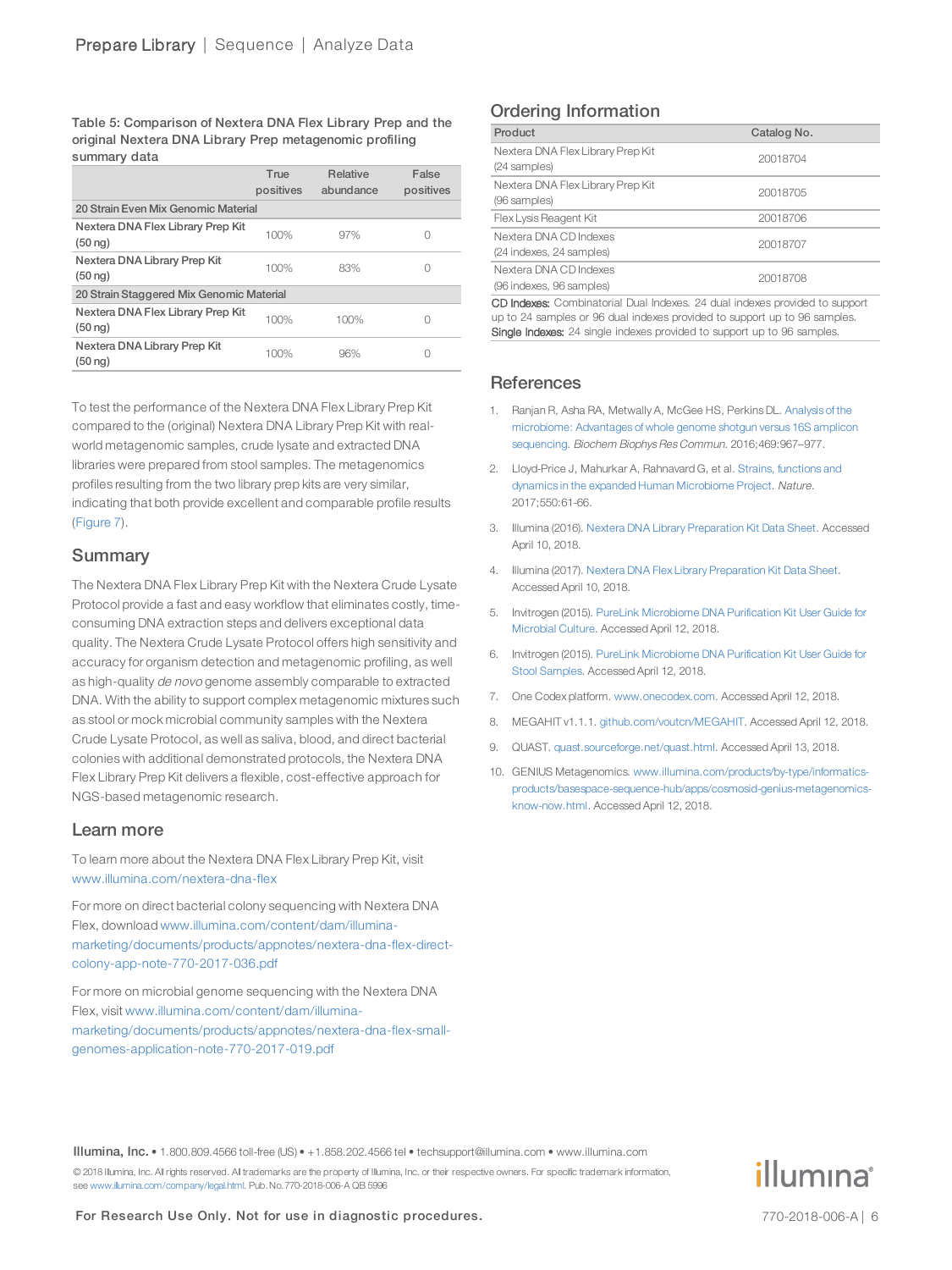Table 5: Comparison of Nextera DNA Flex Library Prep and the original Nextera DNA Library Prep metagenomic profiling summary data

| | True positives | Relative abundance | False positives |
|---|---|---|---|
| 20 Strain Even Mix Genomic Material | | | |
| Nextera DNA Flex Library Prep Kit (50 ng) | 100% | 97% | 0 |
| Nextera DNA Library Prep Kit (50 ng) | 100% | 83% | 0 |
| 20 Strain Staggered Mix Genomic Material | | | |
| Nextera DNA Flex Library Prep Kit (50 ng) | 100% | 100% | 0 |
| Nextera DNA Library Prep Kit (50 ng) | 100% | 96% | 0 |

To test the performance of the Nextera DNA Flex Library Prep Kit compared to the (original) Nextera DNA Library Prep Kit with real-world metagenomic samples, crude lysate and extracted DNA libraries were prepared from stool samples. The metagenomics profiles resulting from the two library prep kits are very similar, indicating that both provide excellent and comparable profile results (Figure 7).

## Summary

The Nextera DNA Flex Library Prep Kit with the Nextera Crude Lysate Protocol provide a fast and easy workflow that eliminates costly, time-consuming DNA extraction steps and delivers exceptional data quality. The Nextera Crude Lysate Protocol offers high sensitivity and accuracy for organism detection and metagenomic profiling, as well as high-quality *de novo* genome assembly comparable to extracted DNA. With the ability to support complex metagenomic mixtures such as stool or mock microbial community samples with the Nextera Crude Lysate Protocol, as well as saliva, blood, and direct bacterial colonies with additional demonstrated protocols, the Nextera DNA Flex Library Prep Kit delivers a flexible, cost-effective approach for NGS-based metagenomic research.

## Learn more

To learn more about the Nextera DNA Flex Library Prep Kit, visit www.illumina.com/nextera-dna-flex

For more on direct bacterial colony sequencing with Nextera DNA Flex, download www.illumina.com/content/dam/illumina-marketing/documents/products/appnotes/nextera-dna-flex-direct-colony-app-note-770-2017-036.pdf

For more on microbial genome sequencing with the Nextera DNA Flex, visit www.illumina.com/content/dam/illumina-marketing/documents/products/appnotes/nextera-dna-flex-small-genomes-application-note-770-2017-019.pdf

## Ordering Information

| Product | Catalog No. |
|---|---|
| Nextera DNA Flex Library Prep Kit (24 samples) | 20018704 |
| Nextera DNA Flex Library Prep Kit (96 samples) | 20018705 |
| Flex Lysis Reagent Kit | 20018706 |
| Nextera DNA CD Indexes (24 indexes, 24 samples) | 20018707 |
| Nextera DNA CD Indexes (96 indexes, 96 samples) | 20018708 |

CD Indexes: Combinatorial Dual Indexes. 24 dual indexes provided to support up to 24 samples or 96 dual indexes provided to support up to 96 samples.
Single Indexes: 24 single indexes provided to support up to 96 samples.

## References

1. Ranjan R, Asha RA, Metwally A, McGee HS, Perkins DL. Analysis of the microbiome: Advantages of whole genome shotgun versus 16S amplicon sequencing. *Biochem Biophys Res Commun.* 2016;469:967–977.
2. Lloyd-Price J, Mahurkar A, Rahnavard G, et al. Strains, functions and dynamics in the expanded Human Microbiome Project. *Nature.* 2017;550:61-66.
3. Illumina (2016). Nextera DNA Library Preparation Kit Data Sheet. Accessed April 10, 2018.
4. Illumina (2017). Nextera DNA Flex Library Preparation Kit Data Sheet. Accessed April 10, 2018.
5. Invitrogen (2015). PureLink Microbiome DNA Purification Kit User Guide for Microbial Culture. Accessed April 12, 2018.
6. Invitrogen (2015). PureLink Microbiome DNA Purification Kit User Guide for Stool Samples. Accessed April 12, 2018.
7. One Codex platform. www.onecodex.com. Accessed April 12, 2018.
8. MEGAHIT v1.1.1. github.com/voutcn/MEGAHIT. Accessed April 12, 2018.
9. QUAST. quast.sourceforge.net/quast.html. Accessed April 13, 2018.
10. GENIUS Metagenomics. www.illumina.com/products/by-type/informatics-products/basespace-sequence-hub/apps/cosmosid-genius-metagenomics-know-now.html. Accessed April 12, 2018.

**Illumina, Inc.** • 1.800.809.4566 toll-free (US) • +1.858.202.4566 tel • techsupport@illumina.com • www.illumina.com

© 2018 Illumina, Inc. All rights reserved. All trademarks are the property of Illumina, Inc. or their respective owners. For specific trademark information, see www.illumina.com/company/legal.html. Pub. No. 770-2018-006-A QB 5996

For Research Use Only. Not for use in diagnostic procedures.